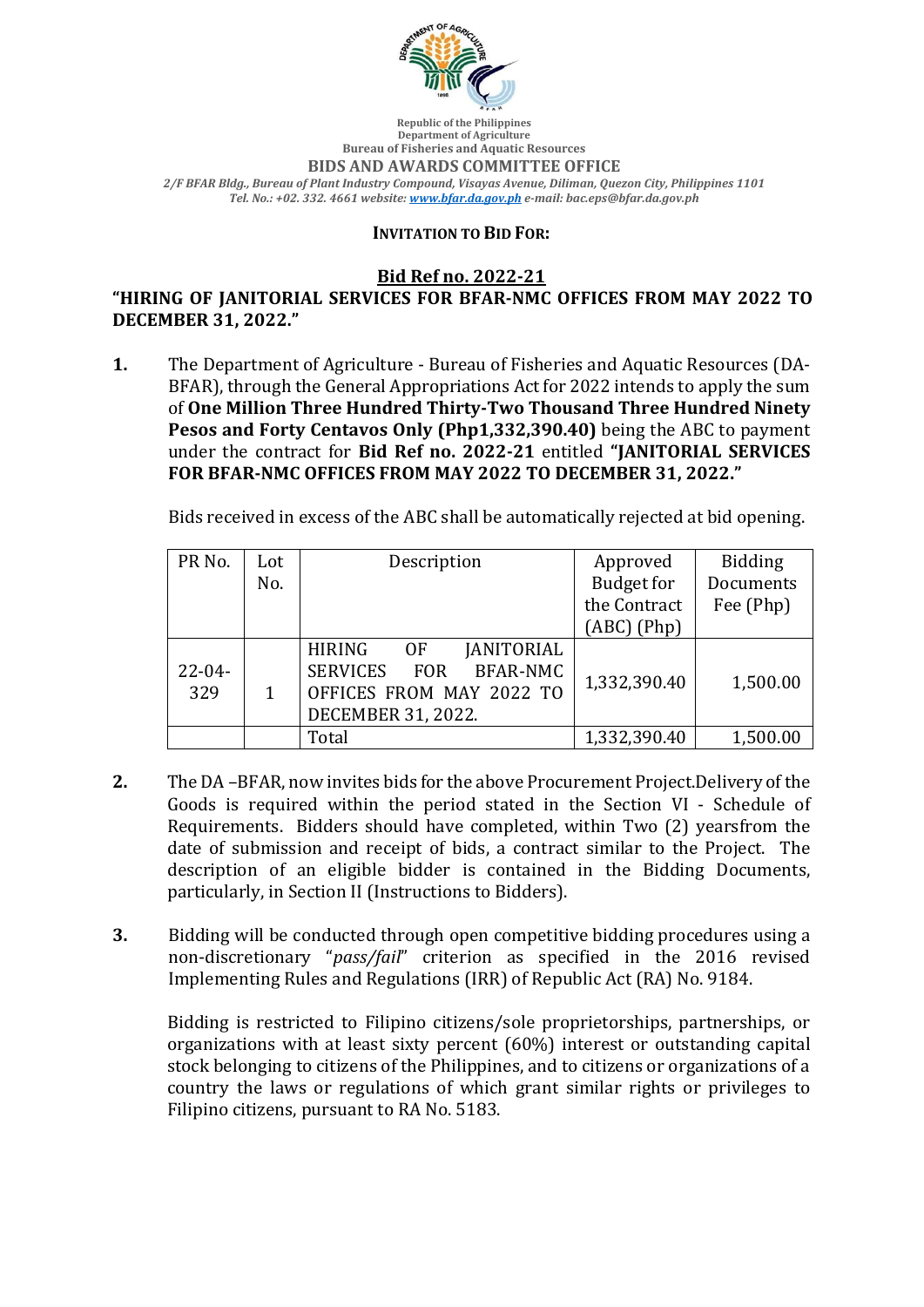Republic of the Philippines
Department of Agriculture
Bureau of Fisheries and Aquatic Resources
**BIDS AND AWARDS COMMITTEE OFFICE**
*2/F BFAR Bldg., Bureau of Plant Industry Compound, Visayas Avenue, Diliman, Quezon City, Philippines 1101*
*Tel. No.: +02. 332. 4661 website: www.bfar.da.gov.ph e-mail: bac.eps@bfar.da.gov.ph*

**INVITATION TO BID FOR:**

## Bid Ref no. 2022-21

**"HIRING OF JANITORIAL SERVICES FOR BFAR-NMC OFFICES FROM MAY 2022 TO DECEMBER 31, 2022."**

1. The Department of Agriculture - Bureau of Fisheries and Aquatic Resources (DA-BFAR), through the General Appropriations Act for 2022 intends to apply the sum of **One Million Three Hundred Thirty-Two Thousand Three Hundred Ninety Pesos and Forty Centavos Only (Php1,332,390.40)** being the ABC to payment under the contract for **Bid Ref no. 2022-21** entitled **"JANITORIAL SERVICES FOR BFAR-NMC OFFICES FROM MAY 2022 TO DECEMBER 31, 2022."**

   Bids received in excess of the ABC shall be automatically rejected at bid opening.

| PR No. | Lot No. | Description | Approved Budget for the Contract (ABC) (Php) | Bidding Documents Fee (Php) |
|---|---|---|---|---|
| 22-04-329 | 1 | HIRING OF JANITORIAL SERVICES FOR BFAR-NMC OFFICES FROM MAY 2022 TO DECEMBER 31, 2022. | 1,332,390.40 | 1,500.00 |
| | | Total | 1,332,390.40 | 1,500.00 |

2. The DA –BFAR, now invites bids for the above Procurement Project.Delivery of the Goods is required within the period stated in the Section VI - Schedule of Requirements. Bidders should have completed, within Two (2) yearsfrom the date of submission and receipt of bids, a contract similar to the Project. The description of an eligible bidder is contained in the Bidding Documents, particularly, in Section II (Instructions to Bidders).

3. Bidding will be conducted through open competitive bidding procedures using a non-discretionary "*pass/fail*" criterion as specified in the 2016 revised Implementing Rules and Regulations (IRR) of Republic Act (RA) No. 9184.

   Bidding is restricted to Filipino citizens/sole proprietorships, partnerships, or organizations with at least sixty percent (60%) interest or outstanding capital stock belonging to citizens of the Philippines, and to citizens or organizations of a country the laws or regulations of which grant similar rights or privileges to Filipino citizens, pursuant to RA No. 5183.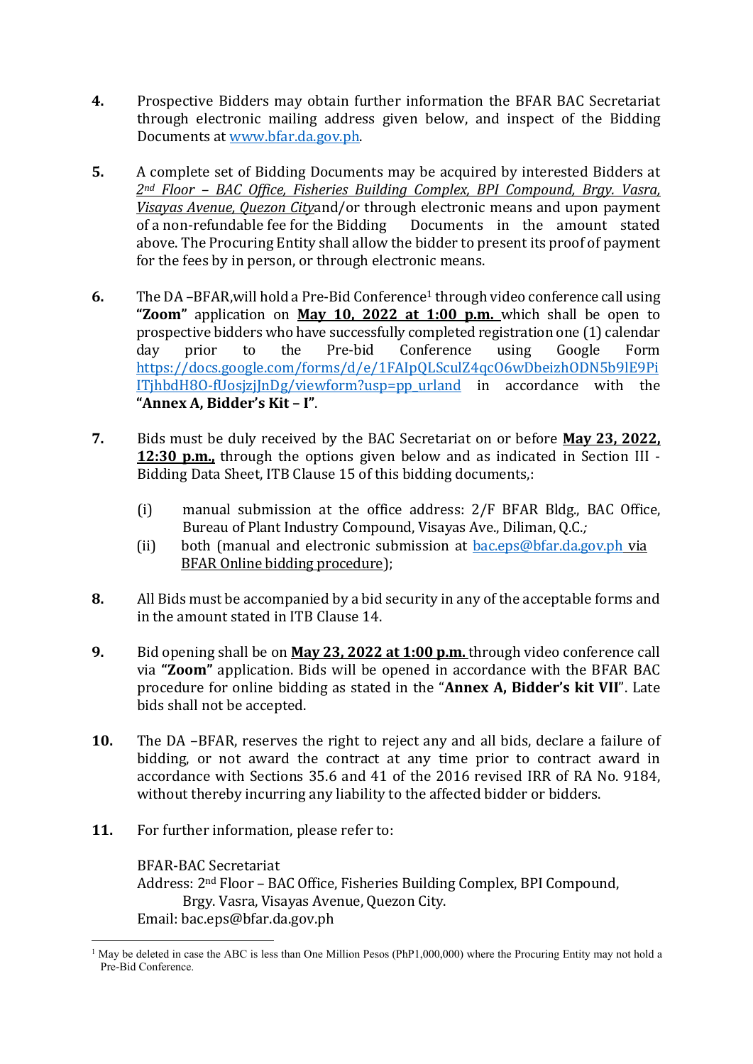4. Prospective Bidders may obtain further information the BFAR BAC Secretariat through electronic mailing address given below, and inspect of the Bidding Documents at www.bfar.da.gov.ph.

5. A complete set of Bidding Documents may be acquired by interested Bidders at *2nd Floor – BAC Office, Fisheries Building Complex, BPI Compound, Brgy. Vasra, Visayas Avenue, Quezon City*and/or through electronic means and upon payment of a non-refundable fee for the Bidding Documents in the amount stated above. The Procuring Entity shall allow the bidder to present its proof of payment for the fees by in person, or through electronic means.

6. The DA –BFAR,will hold a Pre-Bid Conference[1] through video conference call using **"Zoom"** application on **May 10, 2022 at 1:00 p.m.** which shall be open to prospective bidders who have successfully completed registration one (1) calendar day prior to the Pre-bid Conference using Google Form https://docs.google.com/forms/d/e/1FAIpQLSculZ4qcO6wDbeizhODN5b9lE9PiITjhbdH8O-fUosjzjJnDg/viewform?usp=pp_urland in accordance with the **"Annex A, Bidder's Kit – I"**.

7. Bids must be duly received by the BAC Secretariat on or before **May 23, 2022, 12:30 p.m.,** through the options given below and as indicated in Section III - Bidding Data Sheet, ITB Clause 15 of this bidding documents,:

   (i) manual submission at the office address: 2/F BFAR Bldg., BAC Office, Bureau of Plant Industry Compound, Visayas Ave., Diliman, Q.C.*;*
   
   (ii) both (manual and electronic submission at bac.eps@bfar.da.gov.ph via BFAR Online bidding procedure);

8. All Bids must be accompanied by a bid security in any of the acceptable forms and in the amount stated in ITB Clause 14.

9. Bid opening shall be on **May 23, 2022 at 1:00 p.m.** through video conference call via **"Zoom"** application. Bids will be opened in accordance with the BFAR BAC procedure for online bidding as stated in the "**Annex A, Bidder's kit VII**". Late bids shall not be accepted.

10. The DA –BFAR, reserves the right to reject any and all bids, declare a failure of bidding, or not award the contract at any time prior to contract award in accordance with Sections 35.6 and 41 of the 2016 revised IRR of RA No. 9184, without thereby incurring any liability to the affected bidder or bidders.

11. For further information, please refer to:

    BFAR-BAC Secretariat  
    Address: 2nd Floor – BAC Office, Fisheries Building Complex, BPI Compound, Brgy. Vasra, Visayas Avenue, Quezon City.  
    Email: bac.eps@bfar.da.gov.ph

---

[1] May be deleted in case the ABC is less than One Million Pesos (PhP1,000,000) where the Procuring Entity may not hold a Pre-Bid Conference.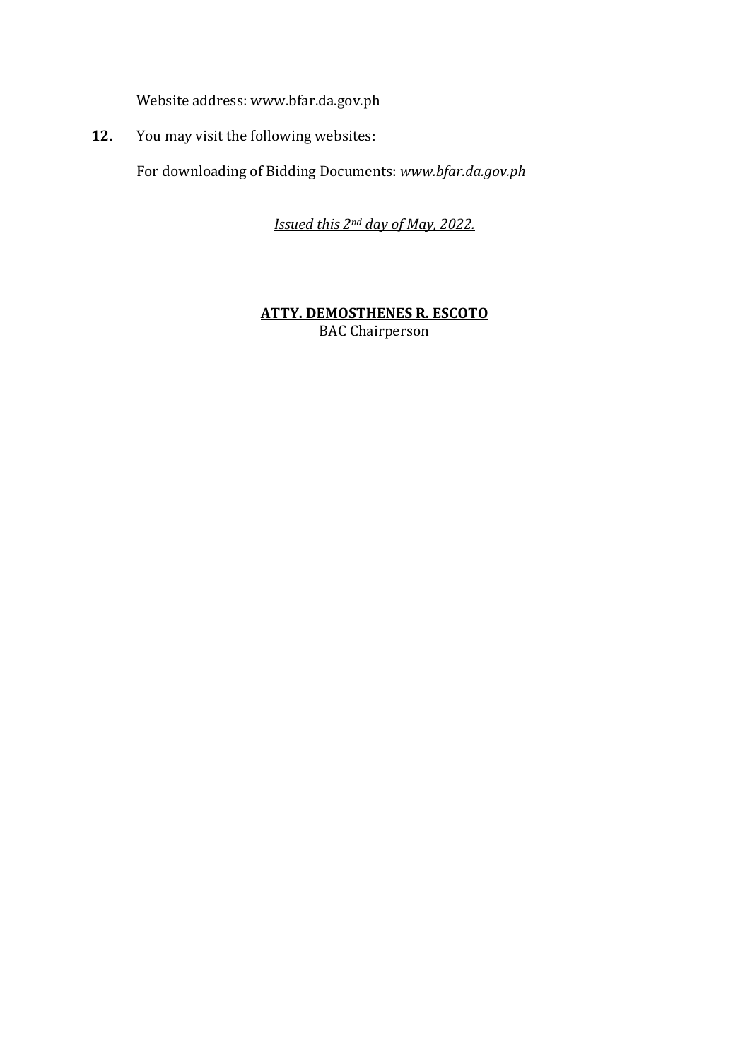Website address: www.bfar.da.gov.ph

**12.** You may visit the following websites:

For downloading of Bidding Documents: *www.bfar.da.gov.ph*

*Issued this 2nd day of May, 2022.*

**ATTY. DEMOSTHENES R. ESCOTO**
BAC Chairperson